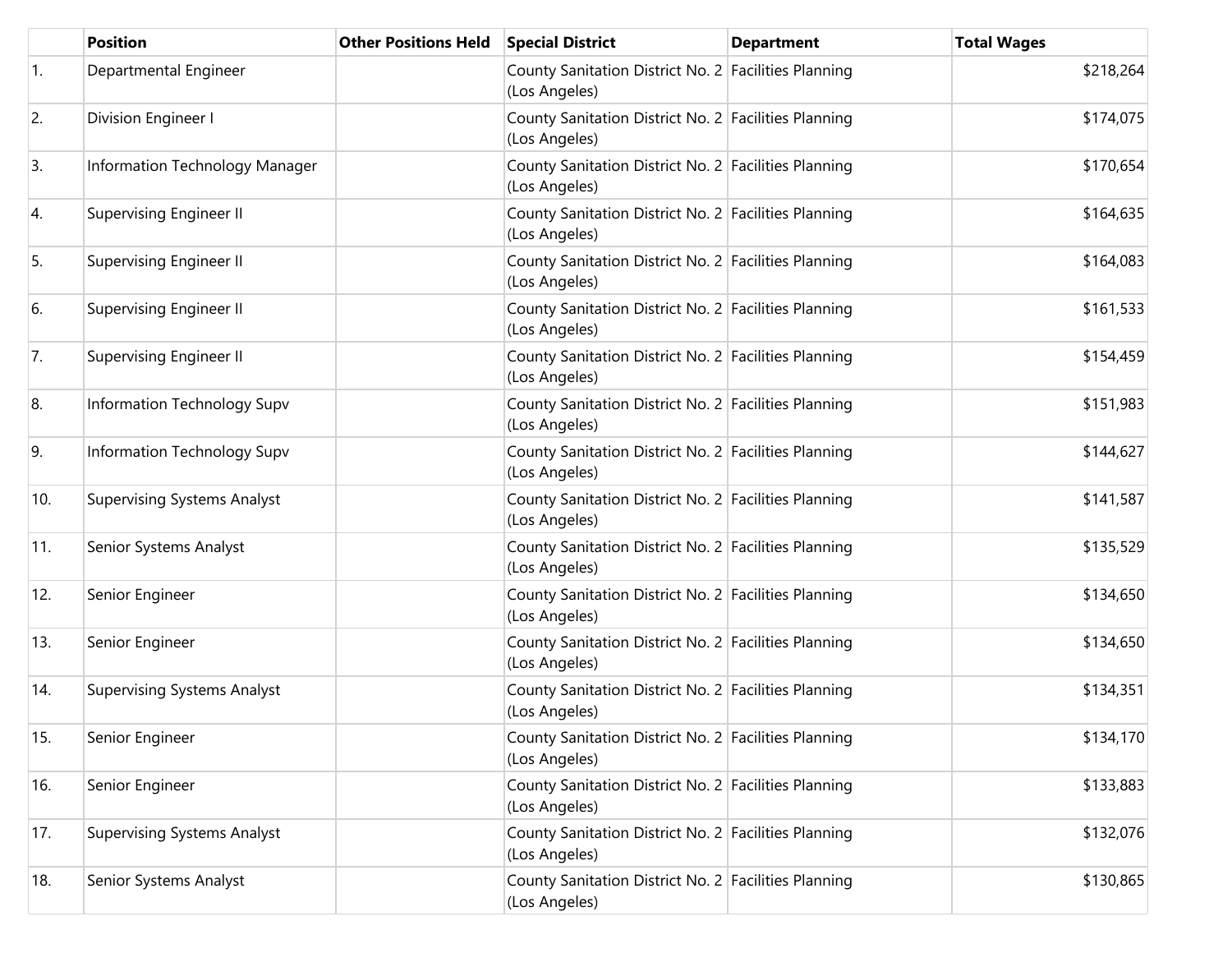| | Position | Other Positions Held | Special District | Department | Total Wages |
|---|---|---|---|---|---|
| 1. | Departmental Engineer | | County Sanitation District No. 2 (Los Angeles) | Facilities Planning | $218,264 |
| 2. | Division Engineer I | | County Sanitation District No. 2 (Los Angeles) | Facilities Planning | $174,075 |
| 3. | Information Technology Manager | | County Sanitation District No. 2 (Los Angeles) | Facilities Planning | $170,654 |
| 4. | Supervising Engineer II | | County Sanitation District No. 2 (Los Angeles) | Facilities Planning | $164,635 |
| 5. | Supervising Engineer II | | County Sanitation District No. 2 (Los Angeles) | Facilities Planning | $164,083 |
| 6. | Supervising Engineer II | | County Sanitation District No. 2 (Los Angeles) | Facilities Planning | $161,533 |
| 7. | Supervising Engineer II | | County Sanitation District No. 2 (Los Angeles) | Facilities Planning | $154,459 |
| 8. | Information Technology Supv | | County Sanitation District No. 2 (Los Angeles) | Facilities Planning | $151,983 |
| 9. | Information Technology Supv | | County Sanitation District No. 2 (Los Angeles) | Facilities Planning | $144,627 |
| 10. | Supervising Systems Analyst | | County Sanitation District No. 2 (Los Angeles) | Facilities Planning | $141,587 |
| 11. | Senior Systems Analyst | | County Sanitation District No. 2 (Los Angeles) | Facilities Planning | $135,529 |
| 12. | Senior Engineer | | County Sanitation District No. 2 (Los Angeles) | Facilities Planning | $134,650 |
| 13. | Senior Engineer | | County Sanitation District No. 2 (Los Angeles) | Facilities Planning | $134,650 |
| 14. | Supervising Systems Analyst | | County Sanitation District No. 2 (Los Angeles) | Facilities Planning | $134,351 |
| 15. | Senior Engineer | | County Sanitation District No. 2 (Los Angeles) | Facilities Planning | $134,170 |
| 16. | Senior Engineer | | County Sanitation District No. 2 (Los Angeles) | Facilities Planning | $133,883 |
| 17. | Supervising Systems Analyst | | County Sanitation District No. 2 (Los Angeles) | Facilities Planning | $132,076 |
| 18. | Senior Systems Analyst | | County Sanitation District No. 2 (Los Angeles) | Facilities Planning | $130,865 |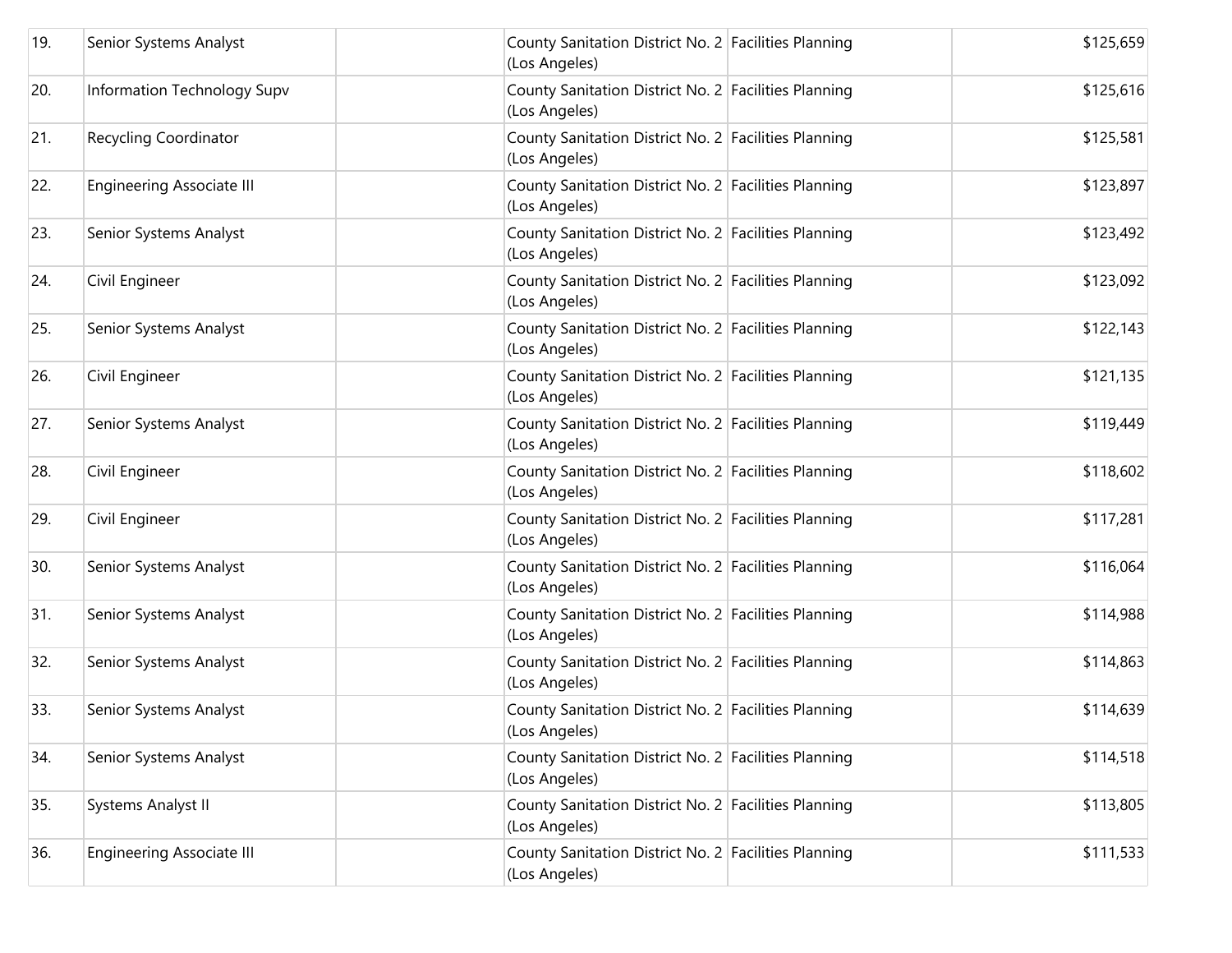| | | | | | |
|---|---|---|---|---|---|
| 19. | Senior Systems Analyst | | County Sanitation District No. 2 (Los Angeles) | Facilities Planning | $125,659 |
| 20. | Information Technology Supv | | County Sanitation District No. 2 (Los Angeles) | Facilities Planning | $125,616 |
| 21. | Recycling Coordinator | | County Sanitation District No. 2 (Los Angeles) | Facilities Planning | $125,581 |
| 22. | Engineering Associate III | | County Sanitation District No. 2 (Los Angeles) | Facilities Planning | $123,897 |
| 23. | Senior Systems Analyst | | County Sanitation District No. 2 (Los Angeles) | Facilities Planning | $123,492 |
| 24. | Civil Engineer | | County Sanitation District No. 2 (Los Angeles) | Facilities Planning | $123,092 |
| 25. | Senior Systems Analyst | | County Sanitation District No. 2 (Los Angeles) | Facilities Planning | $122,143 |
| 26. | Civil Engineer | | County Sanitation District No. 2 (Los Angeles) | Facilities Planning | $121,135 |
| 27. | Senior Systems Analyst | | County Sanitation District No. 2 (Los Angeles) | Facilities Planning | $119,449 |
| 28. | Civil Engineer | | County Sanitation District No. 2 (Los Angeles) | Facilities Planning | $118,602 |
| 29. | Civil Engineer | | County Sanitation District No. 2 (Los Angeles) | Facilities Planning | $117,281 |
| 30. | Senior Systems Analyst | | County Sanitation District No. 2 (Los Angeles) | Facilities Planning | $116,064 |
| 31. | Senior Systems Analyst | | County Sanitation District No. 2 (Los Angeles) | Facilities Planning | $114,988 |
| 32. | Senior Systems Analyst | | County Sanitation District No. 2 (Los Angeles) | Facilities Planning | $114,863 |
| 33. | Senior Systems Analyst | | County Sanitation District No. 2 (Los Angeles) | Facilities Planning | $114,639 |
| 34. | Senior Systems Analyst | | County Sanitation District No. 2 (Los Angeles) | Facilities Planning | $114,518 |
| 35. | Systems Analyst II | | County Sanitation District No. 2 (Los Angeles) | Facilities Planning | $113,805 |
| 36. | Engineering Associate III | | County Sanitation District No. 2 (Los Angeles) | Facilities Planning | $111,533 |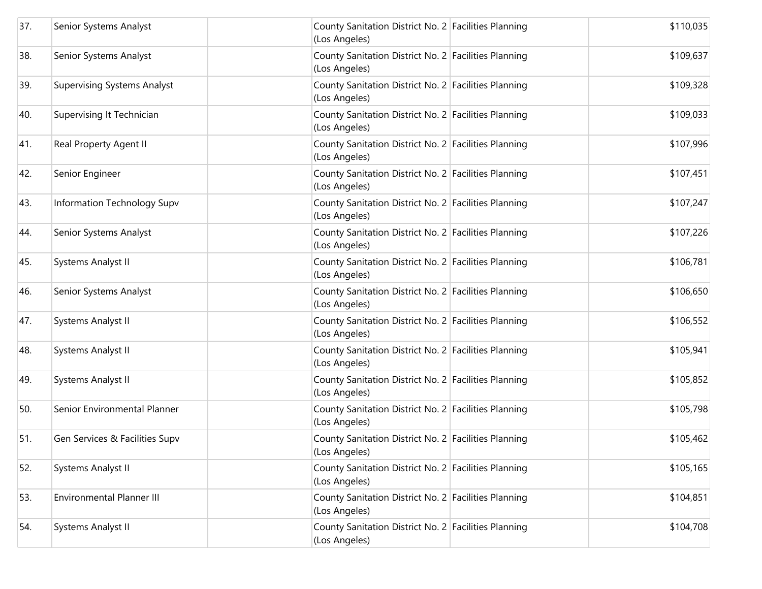| | | | | | |
|---|---|---|---|---|---|
| 37. | Senior Systems Analyst | | County Sanitation District No. 2 (Los Angeles) | Facilities Planning | $110,035 |
| 38. | Senior Systems Analyst | | County Sanitation District No. 2 (Los Angeles) | Facilities Planning | $109,637 |
| 39. | Supervising Systems Analyst | | County Sanitation District No. 2 (Los Angeles) | Facilities Planning | $109,328 |
| 40. | Supervising It Technician | | County Sanitation District No. 2 (Los Angeles) | Facilities Planning | $109,033 |
| 41. | Real Property Agent II | | County Sanitation District No. 2 (Los Angeles) | Facilities Planning | $107,996 |
| 42. | Senior Engineer | | County Sanitation District No. 2 (Los Angeles) | Facilities Planning | $107,451 |
| 43. | Information Technology Supv | | County Sanitation District No. 2 (Los Angeles) | Facilities Planning | $107,247 |
| 44. | Senior Systems Analyst | | County Sanitation District No. 2 (Los Angeles) | Facilities Planning | $107,226 |
| 45. | Systems Analyst II | | County Sanitation District No. 2 (Los Angeles) | Facilities Planning | $106,781 |
| 46. | Senior Systems Analyst | | County Sanitation District No. 2 (Los Angeles) | Facilities Planning | $106,650 |
| 47. | Systems Analyst II | | County Sanitation District No. 2 (Los Angeles) | Facilities Planning | $106,552 |
| 48. | Systems Analyst II | | County Sanitation District No. 2 (Los Angeles) | Facilities Planning | $105,941 |
| 49. | Systems Analyst II | | County Sanitation District No. 2 (Los Angeles) | Facilities Planning | $105,852 |
| 50. | Senior Environmental Planner | | County Sanitation District No. 2 (Los Angeles) | Facilities Planning | $105,798 |
| 51. | Gen Services & Facilities Supv | | County Sanitation District No. 2 (Los Angeles) | Facilities Planning | $105,462 |
| 52. | Systems Analyst II | | County Sanitation District No. 2 (Los Angeles) | Facilities Planning | $105,165 |
| 53. | Environmental Planner III | | County Sanitation District No. 2 (Los Angeles) | Facilities Planning | $104,851 |
| 54. | Systems Analyst II | | County Sanitation District No. 2 (Los Angeles) | Facilities Planning | $104,708 |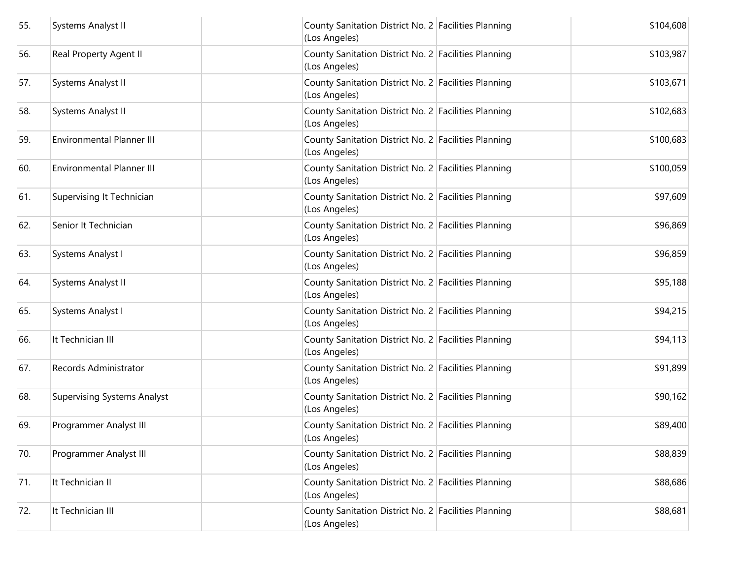| | | | | | |
|---|---|---|---|---|---|
| 55. | Systems Analyst II | | County Sanitation District No. 2 (Los Angeles) | Facilities Planning | $104,608 |
| 56. | Real Property Agent II | | County Sanitation District No. 2 (Los Angeles) | Facilities Planning | $103,987 |
| 57. | Systems Analyst II | | County Sanitation District No. 2 (Los Angeles) | Facilities Planning | $103,671 |
| 58. | Systems Analyst II | | County Sanitation District No. 2 (Los Angeles) | Facilities Planning | $102,683 |
| 59. | Environmental Planner III | | County Sanitation District No. 2 (Los Angeles) | Facilities Planning | $100,683 |
| 60. | Environmental Planner III | | County Sanitation District No. 2 (Los Angeles) | Facilities Planning | $100,059 |
| 61. | Supervising It Technician | | County Sanitation District No. 2 (Los Angeles) | Facilities Planning | $97,609 |
| 62. | Senior It Technician | | County Sanitation District No. 2 (Los Angeles) | Facilities Planning | $96,869 |
| 63. | Systems Analyst I | | County Sanitation District No. 2 (Los Angeles) | Facilities Planning | $96,859 |
| 64. | Systems Analyst II | | County Sanitation District No. 2 (Los Angeles) | Facilities Planning | $95,188 |
| 65. | Systems Analyst I | | County Sanitation District No. 2 (Los Angeles) | Facilities Planning | $94,215 |
| 66. | It Technician III | | County Sanitation District No. 2 (Los Angeles) | Facilities Planning | $94,113 |
| 67. | Records Administrator | | County Sanitation District No. 2 (Los Angeles) | Facilities Planning | $91,899 |
| 68. | Supervising Systems Analyst | | County Sanitation District No. 2 (Los Angeles) | Facilities Planning | $90,162 |
| 69. | Programmer Analyst III | | County Sanitation District No. 2 (Los Angeles) | Facilities Planning | $89,400 |
| 70. | Programmer Analyst III | | County Sanitation District No. 2 (Los Angeles) | Facilities Planning | $88,839 |
| 71. | It Technician II | | County Sanitation District No. 2 (Los Angeles) | Facilities Planning | $88,686 |
| 72. | It Technician III | | County Sanitation District No. 2 (Los Angeles) | Facilities Planning | $88,681 |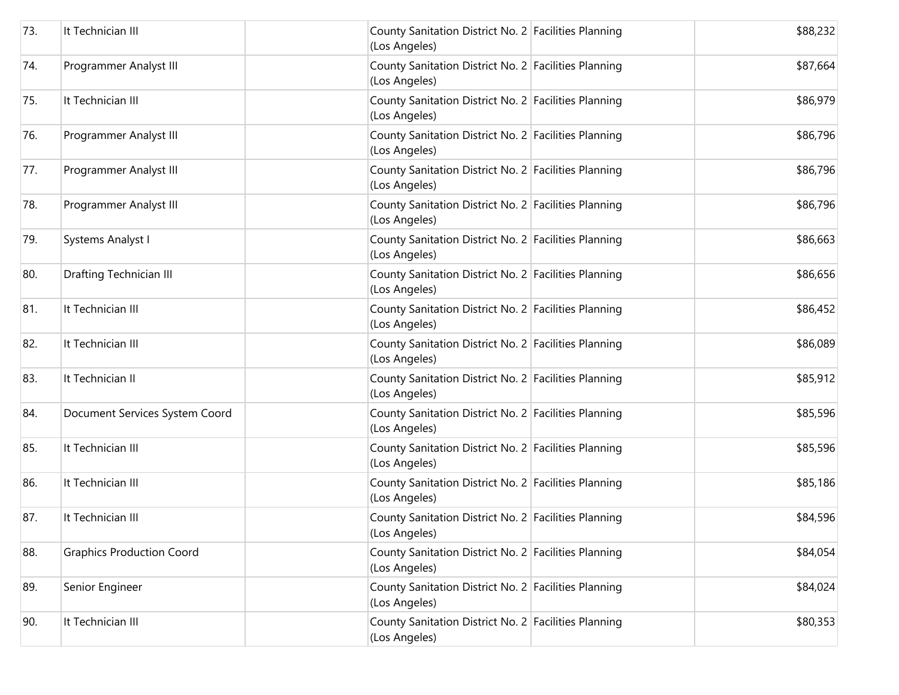| | | | | | |
|---|---|---|---|---|---|
| 73. | It Technician III | | County Sanitation District No. 2 (Los Angeles) | Facilities Planning | $88,232 |
| 74. | Programmer Analyst III | | County Sanitation District No. 2 (Los Angeles) | Facilities Planning | $87,664 |
| 75. | It Technician III | | County Sanitation District No. 2 (Los Angeles) | Facilities Planning | $86,979 |
| 76. | Programmer Analyst III | | County Sanitation District No. 2 (Los Angeles) | Facilities Planning | $86,796 |
| 77. | Programmer Analyst III | | County Sanitation District No. 2 (Los Angeles) | Facilities Planning | $86,796 |
| 78. | Programmer Analyst III | | County Sanitation District No. 2 (Los Angeles) | Facilities Planning | $86,796 |
| 79. | Systems Analyst I | | County Sanitation District No. 2 (Los Angeles) | Facilities Planning | $86,663 |
| 80. | Drafting Technician III | | County Sanitation District No. 2 (Los Angeles) | Facilities Planning | $86,656 |
| 81. | It Technician III | | County Sanitation District No. 2 (Los Angeles) | Facilities Planning | $86,452 |
| 82. | It Technician III | | County Sanitation District No. 2 (Los Angeles) | Facilities Planning | $86,089 |
| 83. | It Technician II | | County Sanitation District No. 2 (Los Angeles) | Facilities Planning | $85,912 |
| 84. | Document Services System Coord | | County Sanitation District No. 2 (Los Angeles) | Facilities Planning | $85,596 |
| 85. | It Technician III | | County Sanitation District No. 2 (Los Angeles) | Facilities Planning | $85,596 |
| 86. | It Technician III | | County Sanitation District No. 2 (Los Angeles) | Facilities Planning | $85,186 |
| 87. | It Technician III | | County Sanitation District No. 2 (Los Angeles) | Facilities Planning | $84,596 |
| 88. | Graphics Production Coord | | County Sanitation District No. 2 (Los Angeles) | Facilities Planning | $84,054 |
| 89. | Senior Engineer | | County Sanitation District No. 2 (Los Angeles) | Facilities Planning | $84,024 |
| 90. | It Technician III | | County Sanitation District No. 2 (Los Angeles) | Facilities Planning | $80,353 |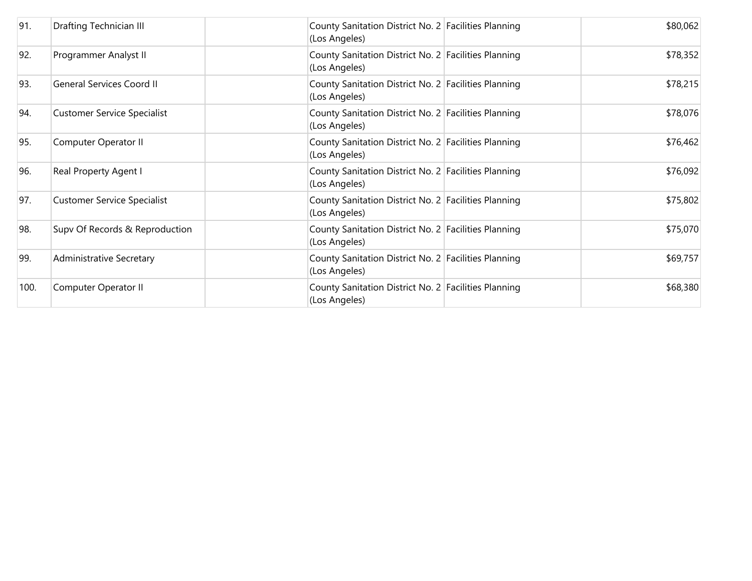| | | | | | |
|---|---|---|---|---|---|
| 91. | Drafting Technician III | | County Sanitation District No. 2 (Los Angeles) | Facilities Planning | $80,062 |
| 92. | Programmer Analyst II | | County Sanitation District No. 2 (Los Angeles) | Facilities Planning | $78,352 |
| 93. | General Services Coord II | | County Sanitation District No. 2 (Los Angeles) | Facilities Planning | $78,215 |
| 94. | Customer Service Specialist | | County Sanitation District No. 2 (Los Angeles) | Facilities Planning | $78,076 |
| 95. | Computer Operator II | | County Sanitation District No. 2 (Los Angeles) | Facilities Planning | $76,462 |
| 96. | Real Property Agent I | | County Sanitation District No. 2 (Los Angeles) | Facilities Planning | $76,092 |
| 97. | Customer Service Specialist | | County Sanitation District No. 2 (Los Angeles) | Facilities Planning | $75,802 |
| 98. | Supv Of Records & Reproduction | | County Sanitation District No. 2 (Los Angeles) | Facilities Planning | $75,070 |
| 99. | Administrative Secretary | | County Sanitation District No. 2 (Los Angeles) | Facilities Planning | $69,757 |
| 100. | Computer Operator II | | County Sanitation District No. 2 (Los Angeles) | Facilities Planning | $68,380 |